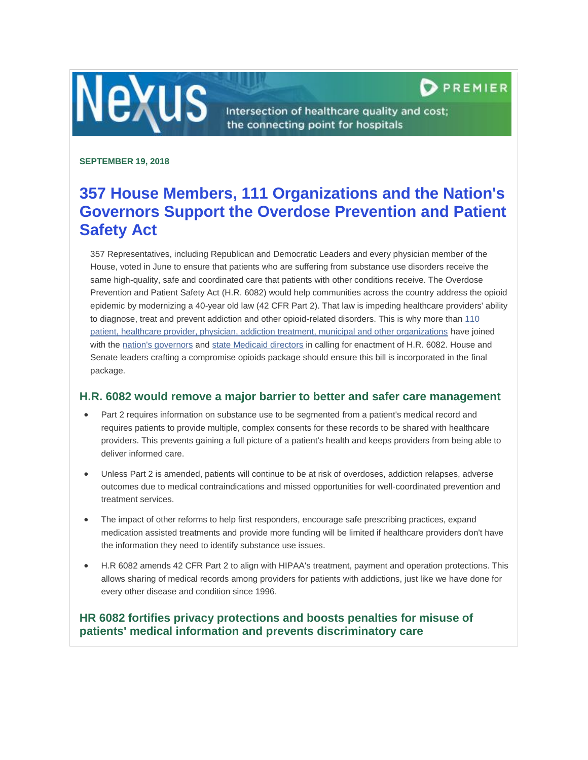SEPTEMBER 19, 2018

# 357 House Members, 111 Organizations and the Nation's Governors Support the Overdose Prevention and Patient Safety Act

357 Representatives, including Republican and Democratic Leaders and every physician member of the House, voted in June to ensure that patients who are suffering from substance use disorders receive the same high-quality, safe and coordinated care that patients with other conditions receive. The Overdose Prevention and Patient Safety Act (H.R. 6082) would help communities across the country address the opioid epidemic by modernizing a 40-year old law (42 CFR Part 2). That law is impeding healthcare providers' ability to diagnose, treat and prevent addiction and other opioid-related disorders. This is why more than 110 patient, healthcare provider, physician, addiction treatment, municipal and other organizations have joined with the nation's governors and state Medicaid directors in calling for enactment of H.R. 6082. House and Senate leaders crafting a compromise opioids package should ensure this bill is incorporated in the final package.

## H.R. 6082 would remove a major barrier to better and safer care management

- Part 2 requires information on substance use to be segmented from a patient's medical record and requires patients to provide multiple, complex consents for these records to be shared with healthcare providers. This prevents gaining a full picture of a patient's health and keeps providers from being able to deliver informed care.
- Unless Part 2 is amended, patients will continue to be at risk of overdoses, addiction relapses, adverse outcomes due to medical contraindications and missed opportunities for well-coordinated prevention and treatment services.
- The impact of other reforms to help first responders, encourage safe prescribing practices, expand medication assisted treatments and provide more funding will be limited if healthcare providers don't have the information they need to identify substance use issues.
- H.R 6082 amends 42 CFR Part 2 to align with HIPAA's treatment, payment and operation protections. This allows sharing of medical records among providers for patients with addictions, just like we have done for every other disease and condition since 1996.

## HR 6082 fortifies privacy protections and boosts penalties for misuse of patients' medical information and prevents discriminatory care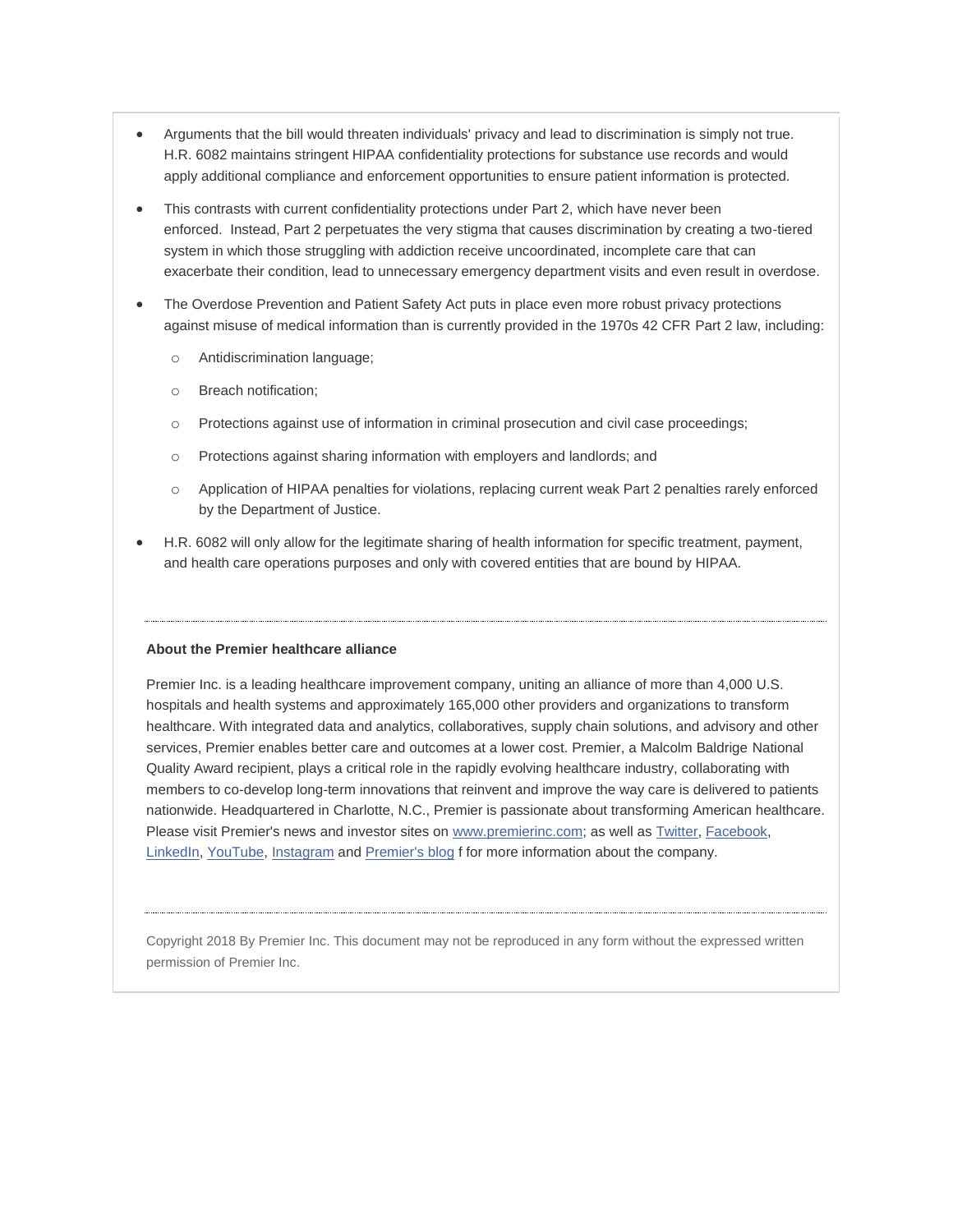- Arguments that the bill would threaten individuals' privacy and lead to discrimination is simply not true. H.R. 6082 maintains stringent HIPAA confidentiality protections for substance use records and would apply additional compliance and enforcement opportunities to ensure patient information is protected.
- This contrasts with current confidentiality protections under Part 2, which have never been enforced. Instead, Part 2 perpetuates the very stigma that causes discrimination by creating a two-tiered system in which those struggling with addiction receive uncoordinated, incomplete care that can exacerbate their condition, lead to unnecessary emergency department visits and even result in overdose.
- The Overdose Prevention and Patient Safety Act puts in place even more robust privacy protections against misuse of medical information than is currently provided in the 1970s 42 CFR Part 2 law, including:
    - Antidiscrimination language;
    - Breach notification;
    - Protections against use of information in criminal prosecution and civil case proceedings;
    - Protections against sharing information with employers and landlords; and
    - Application of HIPAA penalties for violations, replacing current weak Part 2 penalties rarely enforced by the Department of Justice.
- H.R. 6082 will only allow for the legitimate sharing of health information for specific treatment, payment, and health care operations purposes and only with covered entities that are bound by HIPAA.

---

**About the Premier healthcare alliance**

Premier Inc. is a leading healthcare improvement company, uniting an alliance of more than 4,000 U.S. hospitals and health systems and approximately 165,000 other providers and organizations to transform healthcare. With integrated data and analytics, collaboratives, supply chain solutions, and advisory and other services, Premier enables better care and outcomes at a lower cost. Premier, a Malcolm Baldrige National Quality Award recipient, plays a critical role in the rapidly evolving healthcare industry, collaborating with members to co-develop long-term innovations that reinvent and improve the way care is delivered to patients nationwide. Headquartered in Charlotte, N.C., Premier is passionate about transforming American healthcare. Please visit Premier's news and investor sites on www.premierinc.com; as well as Twitter, Facebook, LinkedIn, YouTube, Instagram and Premier's blog f for more information about the company.

---

Copyright 2018 By Premier Inc. This document may not be reproduced in any form without the expressed written permission of Premier Inc.